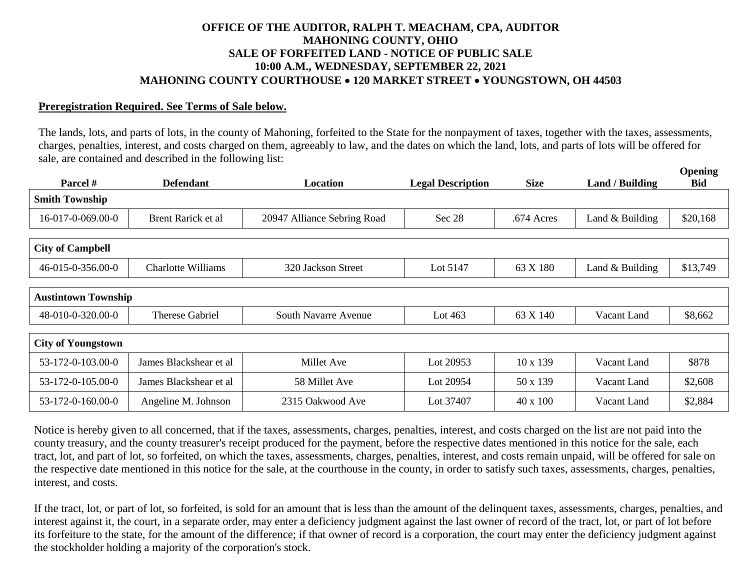# OFFICE OF THE AUDITOR, RALPH T. MEACHAM, CPA, AUDITOR
# MAHONING COUNTY, OHIO
# SALE OF FORFEITED LAND - NOTICE OF PUBLIC SALE
# 10:00 A.M., WEDNESDAY, SEPTEMBER 22, 2021
# MAHONING COUNTY COURTHOUSE • 120 MARKET STREET • YOUNGSTOWN, OH 44503

**Preregistration Required. See Terms of Sale below.**

The lands, lots, and parts of lots, in the county of Mahoning, forfeited to the State for the nonpayment of taxes, together with the taxes, assessments, charges, penalties, interest, and costs charged on them, agreeably to law, and the dates on which the land, lots, and parts of lots will be offered for sale, are contained and described in the following list:

| Parcel # | Defendant | Location | Legal Description | Size | Land / Building | Opening Bid |
|---|---|---|---|---|---|---|
| **Smith Township** | | | | | | |
| 16-017-0-069.00-0 | Brent Rarick et al | 20947 Alliance Sebring Road | Sec 28 | .674 Acres | Land & Building | $20,168 |
| **City of Campbell** | | | | | | |
| 46-015-0-356.00-0 | Charlotte Williams | 320 Jackson Street | Lot 5147 | 63 X 180 | Land & Building | $13,749 |
| **Austintown Township** | | | | | | |
| 48-010-0-320.00-0 | Therese Gabriel | South Navarre Avenue | Lot 463 | 63 X 140 | Vacant Land | $8,662 |
| **City of Youngstown** | | | | | | |
| 53-172-0-103.00-0 | James Blackshear et al | Millet Ave | Lot 20953 | 10 x 139 | Vacant Land | $878 |
| 53-172-0-105.00-0 | James Blackshear et al | 58 Millet Ave | Lot 20954 | 50 x 139 | Vacant Land | $2,608 |
| 53-172-0-160.00-0 | Angeline M. Johnson | 2315 Oakwood Ave | Lot 37407 | 40 x 100 | Vacant Land | $2,884 |

Notice is hereby given to all concerned, that if the taxes, assessments, charges, penalties, interest, and costs charged on the list are not paid into the county treasury, and the county treasurer's receipt produced for the payment, before the respective dates mentioned in this notice for the sale, each tract, lot, and part of lot, so forfeited, on which the taxes, assessments, charges, penalties, interest, and costs remain unpaid, will be offered for sale on the respective date mentioned in this notice for the sale, at the courthouse in the county, in order to satisfy such taxes, assessments, charges, penalties, interest, and costs.

If the tract, lot, or part of lot, so forfeited, is sold for an amount that is less than the amount of the delinquent taxes, assessments, charges, penalties, and interest against it, the court, in a separate order, may enter a deficiency judgment against the last owner of record of the tract, lot, or part of lot before its forfeiture to the state, for the amount of the difference; if that owner of record is a corporation, the court may enter the deficiency judgment against the stockholder holding a majority of the corporation's stock.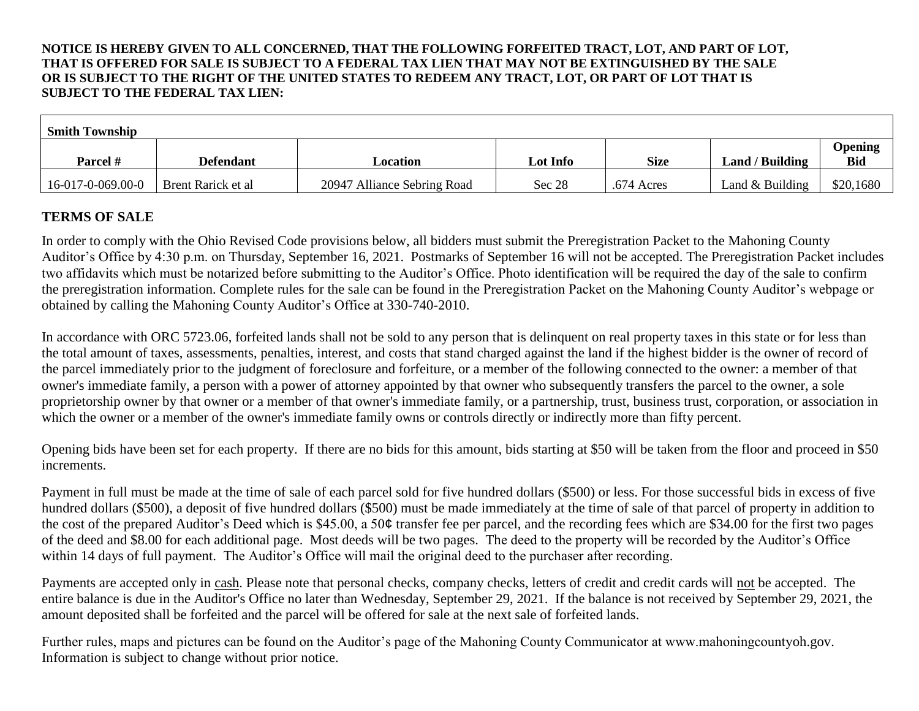**NOTICE IS HEREBY GIVEN TO ALL CONCERNED, THAT THE FOLLOWING FORFEITED TRACT, LOT, AND PART OF LOT, THAT IS OFFERED FOR SALE IS SUBJECT TO A FEDERAL TAX LIEN THAT MAY NOT BE EXTINGUISHED BY THE SALE OR IS SUBJECT TO THE RIGHT OF THE UNITED STATES TO REDEEM ANY TRACT, LOT, OR PART OF LOT THAT IS SUBJECT TO THE FEDERAL TAX LIEN:**

| **Smith Township** | | | | | | |
|---|---|---|---|---|---|---|
| **Parcel #** | **Defendant** | **Location** | **Lot Info** | **Size** | **Land / Building** | **Opening Bid** |
| 16-017-0-069.00-0 | Brent Rarick et al | 20947 Alliance Sebring Road | Sec 28 | .674 Acres | Land & Building | $20,1680 |

## TERMS OF SALE

In order to comply with the Ohio Revised Code provisions below, all bidders must submit the Preregistration Packet to the Mahoning County Auditor's Office by 4:30 p.m. on Thursday, September 16, 2021. Postmarks of September 16 will not be accepted. The Preregistration Packet includes two affidavits which must be notarized before submitting to the Auditor's Office. Photo identification will be required the day of the sale to confirm the preregistration information. Complete rules for the sale can be found in the Preregistration Packet on the Mahoning County Auditor's webpage or obtained by calling the Mahoning County Auditor's Office at 330-740-2010.

In accordance with ORC 5723.06, forfeited lands shall not be sold to any person that is delinquent on real property taxes in this state or for less than the total amount of taxes, assessments, penalties, interest, and costs that stand charged against the land if the highest bidder is the owner of record of the parcel immediately prior to the judgment of foreclosure and forfeiture, or a member of the following connected to the owner: a member of that owner's immediate family, a person with a power of attorney appointed by that owner who subsequently transfers the parcel to the owner, a sole proprietorship owner by that owner or a member of that owner's immediate family, or a partnership, trust, business trust, corporation, or association in which the owner or a member of the owner's immediate family owns or controls directly or indirectly more than fifty percent.

Opening bids have been set for each property. If there are no bids for this amount, bids starting at $50 will be taken from the floor and proceed in $50 increments.

Payment in full must be made at the time of sale of each parcel sold for five hundred dollars ($500) or less. For those successful bids in excess of five hundred dollars ($500), a deposit of five hundred dollars ($500) must be made immediately at the time of sale of that parcel of property in addition to the cost of the prepared Auditor's Deed which is $45.00, a 50¢ transfer fee per parcel, and the recording fees which are $34.00 for the first two pages of the deed and $8.00 for each additional page. Most deeds will be two pages. The deed to the property will be recorded by the Auditor's Office within 14 days of full payment. The Auditor's Office will mail the original deed to the purchaser after recording.

Payments are accepted only in cash. Please note that personal checks, company checks, letters of credit and credit cards will not be accepted. The entire balance is due in the Auditor's Office no later than Wednesday, September 29, 2021. If the balance is not received by September 29, 2021, the amount deposited shall be forfeited and the parcel will be offered for sale at the next sale of forfeited lands.

Further rules, maps and pictures can be found on the Auditor's page of the Mahoning County Communicator at www.mahoningcountyoh.gov. Information is subject to change without prior notice.